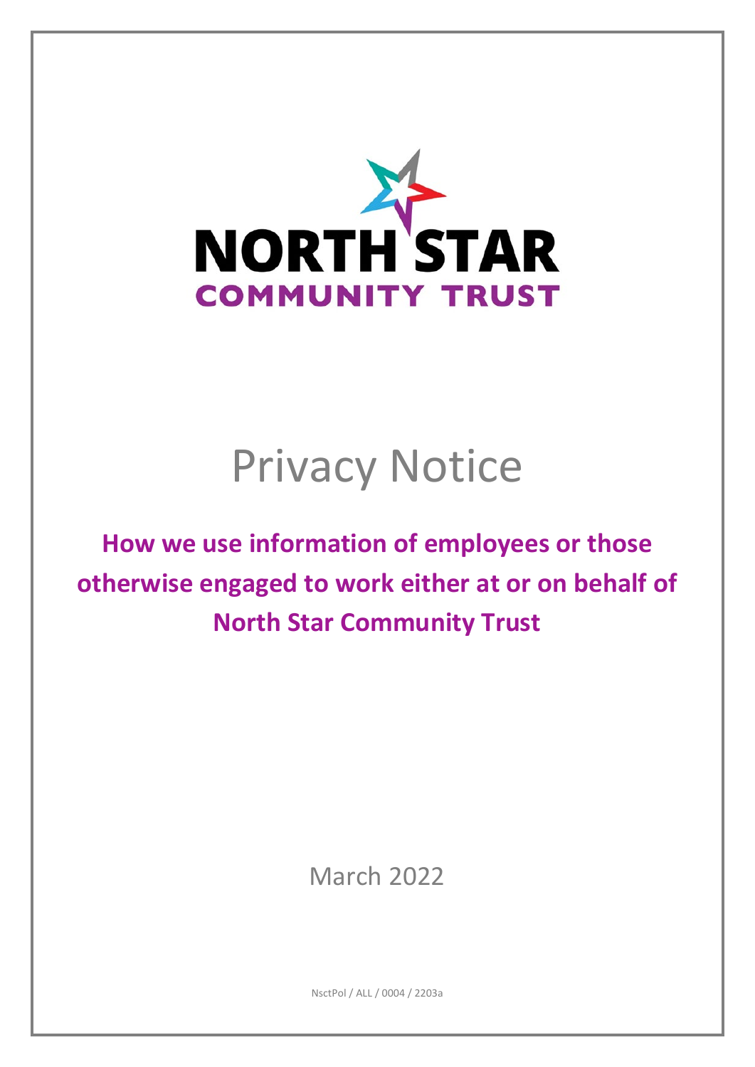NORTH STAR

COMMUNITY TRUST

# Privacy Notice

## How we use information of employees or those otherwise engaged to work either at or on behalf of North Star Community Trust

March 2022

NsctPol / ALL / 0004 / 2203a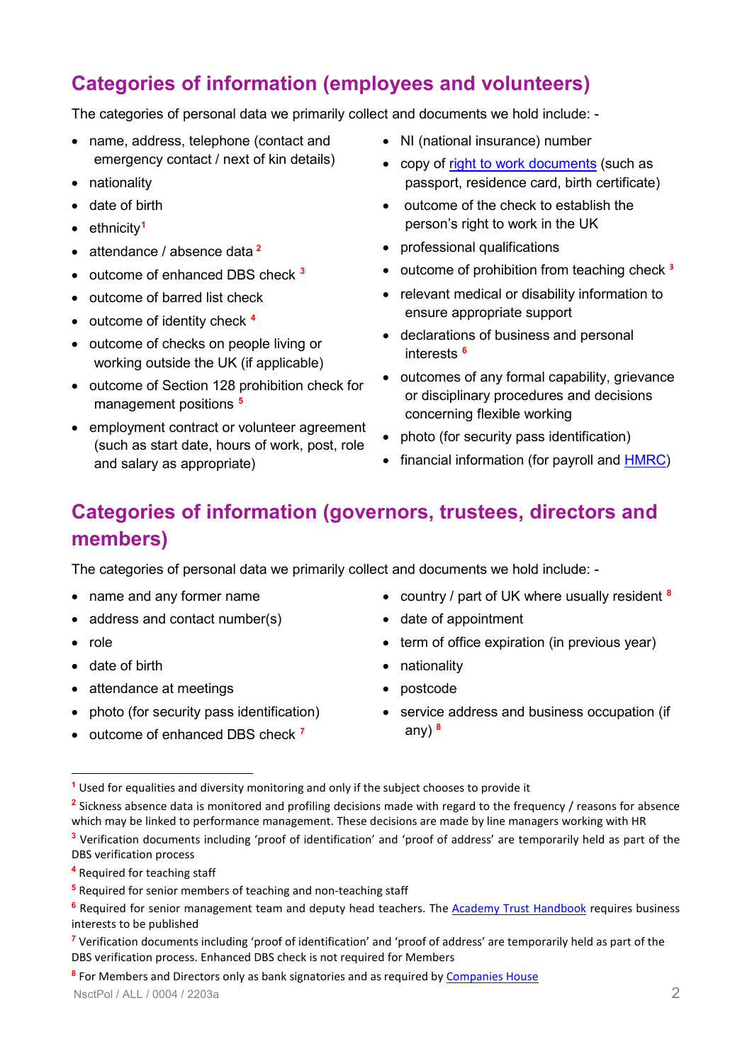## Categories of information (employees and volunteers)

The categories of personal data we primarily collect and documents we hold include: -

- name, address, telephone (contact and emergency contact / next of kin details)
- nationality
- date of birth
- ethnicity[1]
- attendance / absence data [2]
- outcome of enhanced DBS check [3]
- outcome of barred list check
- outcome of identity check [4]
- outcome of checks on people living or working outside the UK (if applicable)
- outcome of Section 128 prohibition check for management positions [5]
- employment contract or volunteer agreement (such as start date, hours of work, post, role and salary as appropriate)
- NI (national insurance) number
- copy of right to work documents (such as passport, residence card, birth certificate)
- outcome of the check to establish the person's right to work in the UK
- professional qualifications
- outcome of prohibition from teaching check [3]
- relevant medical or disability information to ensure appropriate support
- declarations of business and personal interests [6]
- outcomes of any formal capability, grievance or disciplinary procedures and decisions concerning flexible working
- photo (for security pass identification)
- financial information (for payroll and HMRC)

## Categories of information (governors, trustees, directors and members)

The categories of personal data we primarily collect and documents we hold include: -

- name and any former name
- address and contact number(s)
- role
- date of birth
- attendance at meetings
- photo (for security pass identification)
- outcome of enhanced DBS check [7]
- country / part of UK where usually resident [8]
- date of appointment
- term of office expiration (in previous year)
- nationality
- postcode
- service address and business occupation (if any) [8]

---

[1] Used for equalities and diversity monitoring and only if the subject chooses to provide it

[2] Sickness absence data is monitored and profiling decisions made with regard to the frequency / reasons for absence which may be linked to performance management. These decisions are made by line managers working with HR

[3] Verification documents including 'proof of identification' and 'proof of address' are temporarily held as part of the DBS verification process

[4] Required for teaching staff

[5] Required for senior members of teaching and non-teaching staff

[6] Required for senior management team and deputy head teachers. The Academy Trust Handbook requires business interests to be published

[7] Verification documents including 'proof of identification' and 'proof of address' are temporarily held as part of the DBS verification process. Enhanced DBS check is not required for Members

[8] For Members and Directors only as bank signatories and as required by Companies House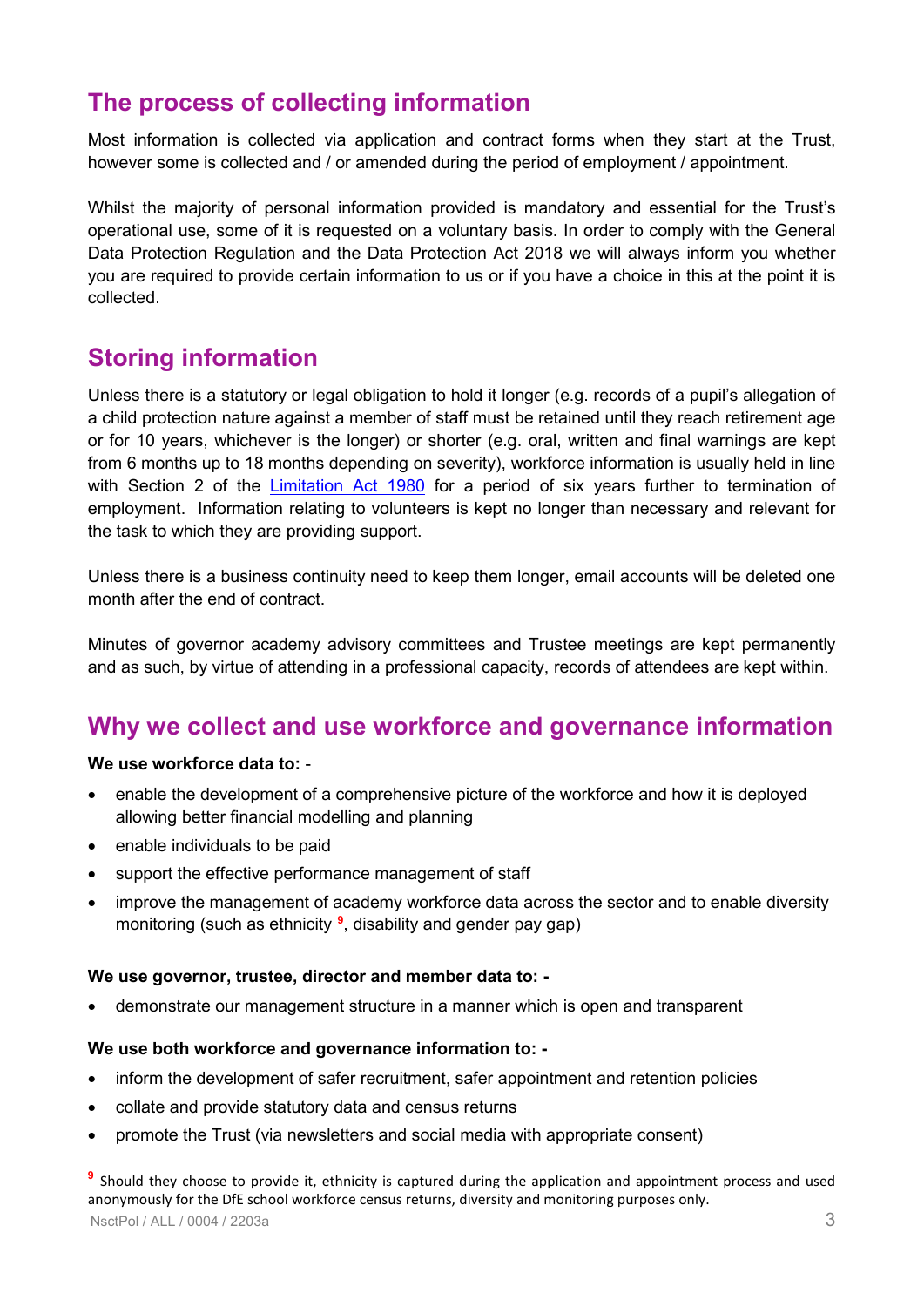## The process of collecting information

Most information is collected via application and contract forms when they start at the Trust, however some is collected and / or amended during the period of employment / appointment.

Whilst the majority of personal information provided is mandatory and essential for the Trust's operational use, some of it is requested on a voluntary basis. In order to comply with the General Data Protection Regulation and the Data Protection Act 2018 we will always inform you whether you are required to provide certain information to us or if you have a choice in this at the point it is collected.

## Storing information

Unless there is a statutory or legal obligation to hold it longer (e.g. records of a pupil's allegation of a child protection nature against a member of staff must be retained until they reach retirement age or for 10 years, whichever is the longer) or shorter (e.g. oral, written and final warnings are kept from 6 months up to 18 months depending on severity), workforce information is usually held in line with Section 2 of the [Limitation Act 1980](#) for a period of six years further to termination of employment. Information relating to volunteers is kept no longer than necessary and relevant for the task to which they are providing support.

Unless there is a business continuity need to keep them longer, email accounts will be deleted one month after the end of contract.

Minutes of governor academy advisory committees and Trustee meetings are kept permanently and as such, by virtue of attending in a professional capacity, records of attendees are kept within.

## Why we collect and use workforce and governance information

**We use workforce data to:** -

- enable the development of a comprehensive picture of the workforce and how it is deployed allowing better financial modelling and planning
- enable individuals to be paid
- support the effective performance management of staff
- improve the management of academy workforce data across the sector and to enable diversity monitoring (such as ethnicity [9], disability and gender pay gap)

**We use governor, trustee, director and member data to: -**

- demonstrate our management structure in a manner which is open and transparent

**We use both workforce and governance information to: -**

- inform the development of safer recruitment, safer appointment and retention policies
- collate and provide statutory data and census returns
- promote the Trust (via newsletters and social media with appropriate consent)

---

[9] Should they choose to provide it, ethnicity is captured during the application and appointment process and used anonymously for the DfE school workforce census returns, diversity and monitoring purposes only.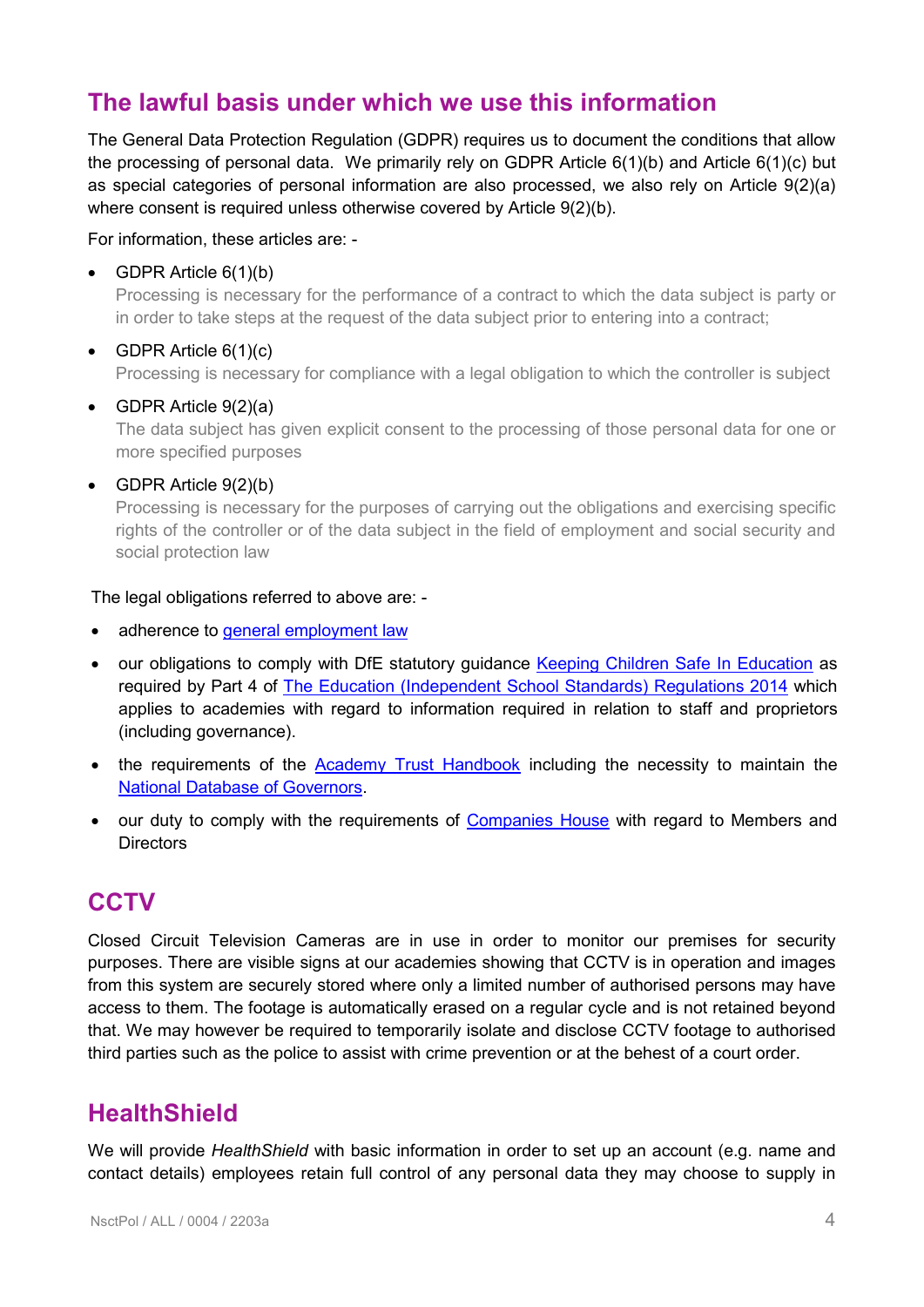## The lawful basis under which we use this information

The General Data Protection Regulation (GDPR) requires us to document the conditions that allow the processing of personal data. We primarily rely on GDPR Article 6(1)(b) and Article 6(1)(c) but as special categories of personal information are also processed, we also rely on Article 9(2)(a) where consent is required unless otherwise covered by Article 9(2)(b).

For information, these articles are: -

- GDPR Article 6(1)(b)
  Processing is necessary for the performance of a contract to which the data subject is party or in order to take steps at the request of the data subject prior to entering into a contract;
- GDPR Article 6(1)(c)
  Processing is necessary for compliance with a legal obligation to which the controller is subject
- GDPR Article 9(2)(a)
  The data subject has given explicit consent to the processing of those personal data for one or more specified purposes
- GDPR Article 9(2)(b)
  Processing is necessary for the purposes of carrying out the obligations and exercising specific rights of the controller or of the data subject in the field of employment and social security and social protection law

The legal obligations referred to above are: -

- adherence to general employment law
- our obligations to comply with DfE statutory guidance Keeping Children Safe In Education as required by Part 4 of The Education (Independent School Standards) Regulations 2014 which applies to academies with regard to information required in relation to staff and proprietors (including governance).
- the requirements of the Academy Trust Handbook including the necessity to maintain the National Database of Governors.
- our duty to comply with the requirements of Companies House with regard to Members and Directors

## CCTV

Closed Circuit Television Cameras are in use in order to monitor our premises for security purposes. There are visible signs at our academies showing that CCTV is in operation and images from this system are securely stored where only a limited number of authorised persons may have access to them. The footage is automatically erased on a regular cycle and is not retained beyond that. We may however be required to temporarily isolate and disclose CCTV footage to authorised third parties such as the police to assist with crime prevention or at the behest of a court order.

## HealthShield

We will provide *HealthShield* with basic information in order to set up an account (e.g. name and contact details) employees retain full control of any personal data they may choose to supply in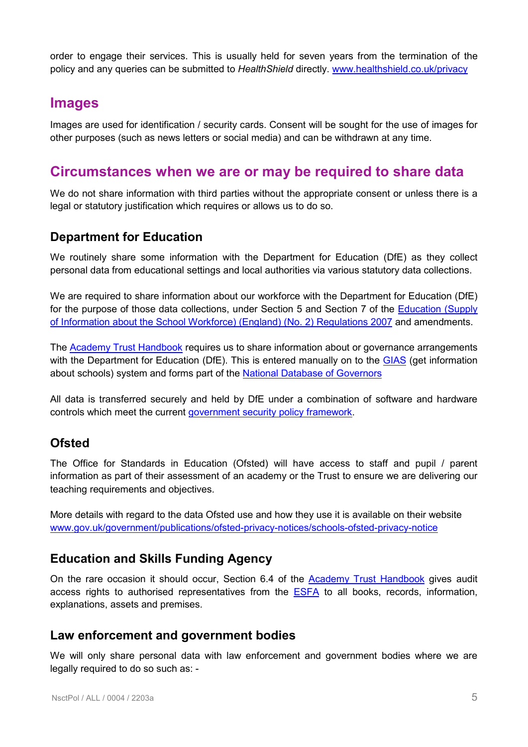order to engage their services. This is usually held for seven years from the termination of the policy and any queries can be submitted to *HealthShield* directly. www.healthshield.co.uk/privacy

## Images

Images are used for identification / security cards. Consent will be sought for the use of images for other purposes (such as news letters or social media) and can be withdrawn at any time.

## Circumstances when we are or may be required to share data

We do not share information with third parties without the appropriate consent or unless there is a legal or statutory justification which requires or allows us to do so.

### Department for Education

We routinely share some information with the Department for Education (DfE) as they collect personal data from educational settings and local authorities via various statutory data collections.

We are required to share information about our workforce with the Department for Education (DfE) for the purpose of those data collections, under Section 5 and Section 7 of the Education (Supply of Information about the School Workforce) (England) (No. 2) Regulations 2007 and amendments.

The Academy Trust Handbook requires us to share information about or governance arrangements with the Department for Education (DfE). This is entered manually on to the GIAS (get information about schools) system and forms part of the National Database of Governors

All data is transferred securely and held by DfE under a combination of software and hardware controls which meet the current government security policy framework.

### Ofsted

The Office for Standards in Education (Ofsted) will have access to staff and pupil / parent information as part of their assessment of an academy or the Trust to ensure we are delivering our teaching requirements and objectives.

More details with regard to the data Ofsted use and how they use it is available on their website www.gov.uk/government/publications/ofsted-privacy-notices/schools-ofsted-privacy-notice

### Education and Skills Funding Agency

On the rare occasion it should occur, Section 6.4 of the Academy Trust Handbook gives audit access rights to authorised representatives from the ESFA to all books, records, information, explanations, assets and premises.

### Law enforcement and government bodies

We will only share personal data with law enforcement and government bodies where we are legally required to do so such as: -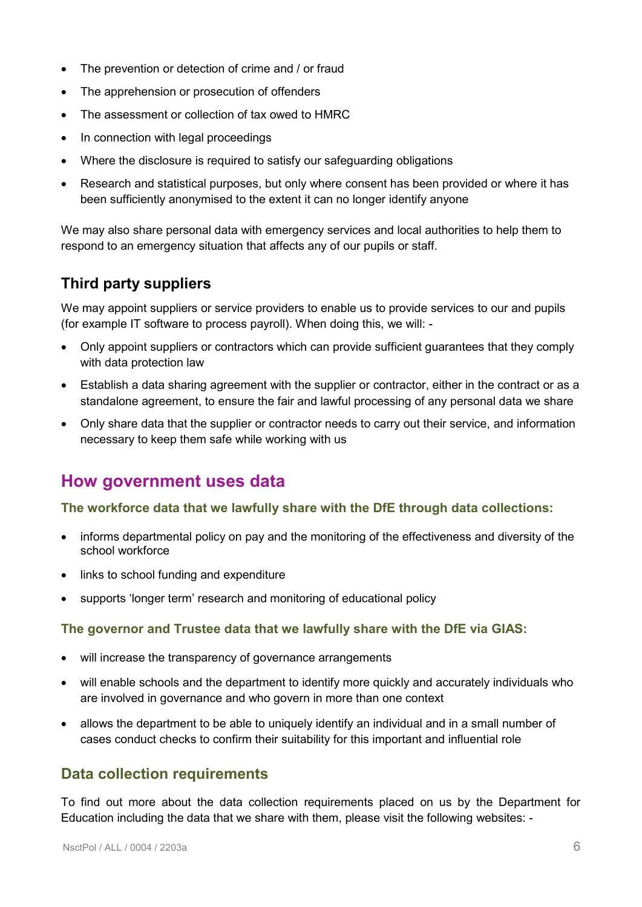- The prevention or detection of crime and / or fraud
- The apprehension or prosecution of offenders
- The assessment or collection of tax owed to HMRC
- In connection with legal proceedings
- Where the disclosure is required to satisfy our safeguarding obligations
- Research and statistical purposes, but only where consent has been provided or where it has been sufficiently anonymised to the extent it can no longer identify anyone

We may also share personal data with emergency services and local authorities to help them to respond to an emergency situation that affects any of our pupils or staff.

### Third party suppliers

We may appoint suppliers or service providers to enable us to provide services to our and pupils (for example IT software to process payroll). When doing this, we will: -

- Only appoint suppliers or contractors which can provide sufficient guarantees that they comply with data protection law
- Establish a data sharing agreement with the supplier or contractor, either in the contract or as a standalone agreement, to ensure the fair and lawful processing of any personal data we share
- Only share data that the supplier or contractor needs to carry out their service, and information necessary to keep them safe while working with us

## How government uses data

#### The workforce data that we lawfully share with the DfE through data collections:

- informs departmental policy on pay and the monitoring of the effectiveness and diversity of the school workforce
- links to school funding and expenditure
- supports 'longer term' research and monitoring of educational policy

#### The governor and Trustee data that we lawfully share with the DfE via GIAS:

- will increase the transparency of governance arrangements
- will enable schools and the department to identify more quickly and accurately individuals who are involved in governance and who govern in more than one context
- allows the department to be able to uniquely identify an individual and in a small number of cases conduct checks to confirm their suitability for this important and influential role

### Data collection requirements

To find out more about the data collection requirements placed on us by the Department for Education including the data that we share with them, please visit the following websites: -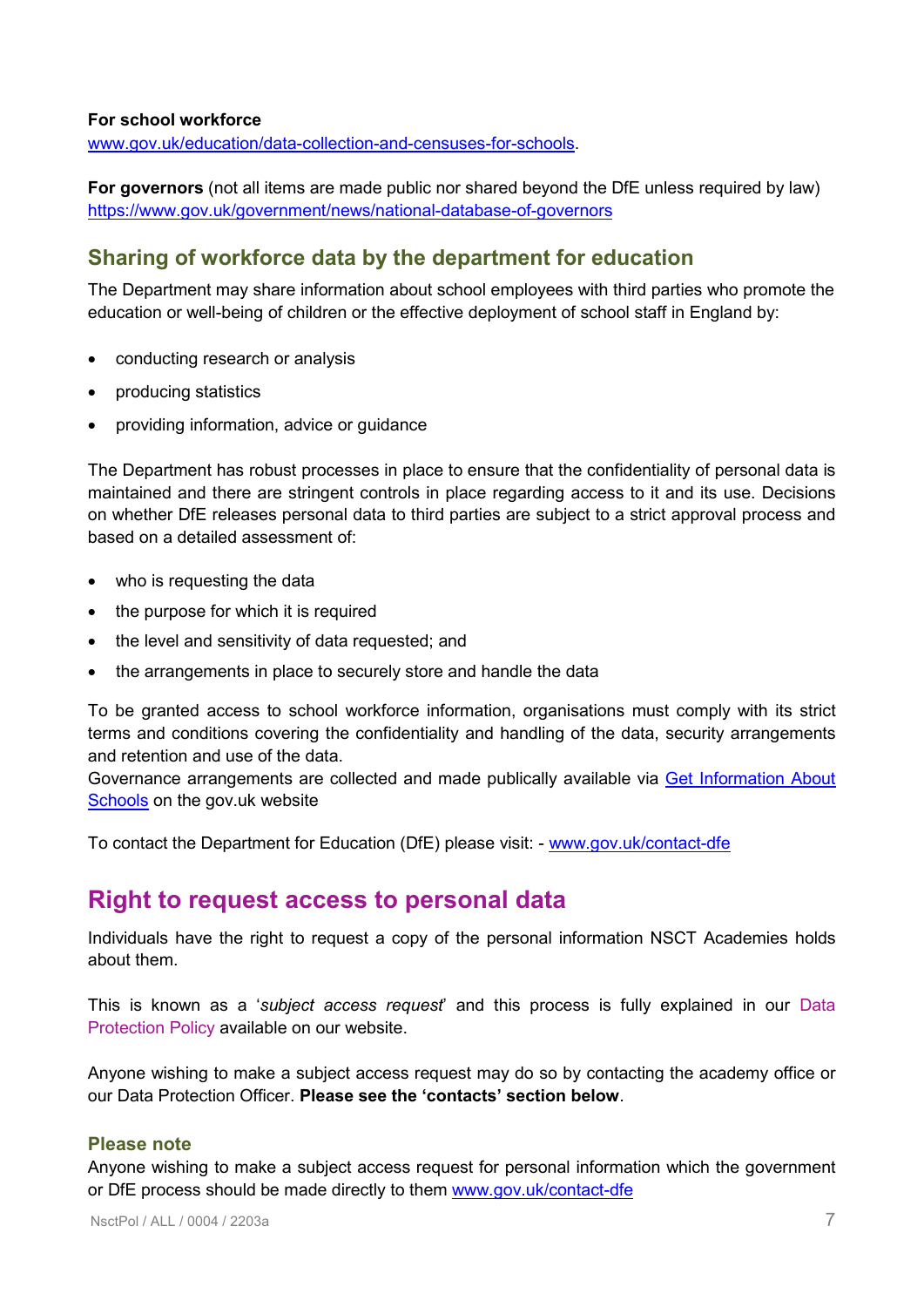**For school workforce**
[www.gov.uk/education/data-collection-and-censuses-for-schools](www.gov.uk/education/data-collection-and-censuses-for-schools).

**For governors** (not all items are made public nor shared beyond the DfE unless required by law)
[https://www.gov.uk/government/news/national-database-of-governors](https://www.gov.uk/government/news/national-database-of-governors)

## Sharing of workforce data by the department for education

The Department may share information about school employees with third parties who promote the education or well-being of children or the effective deployment of school staff in England by:

- conducting research or analysis
- producing statistics
- providing information, advice or guidance

The Department has robust processes in place to ensure that the confidentiality of personal data is maintained and there are stringent controls in place regarding access to it and its use. Decisions on whether DfE releases personal data to third parties are subject to a strict approval process and based on a detailed assessment of:

- who is requesting the data
- the purpose for which it is required
- the level and sensitivity of data requested; and
- the arrangements in place to securely store and handle the data

To be granted access to school workforce information, organisations must comply with its strict terms and conditions covering the confidentiality and handling of the data, security arrangements and retention and use of the data.
Governance arrangements are collected and made publically available via Get Information About Schools on the gov.uk website

To contact the Department for Education (DfE) please visit: - [www.gov.uk/contact-dfe](www.gov.uk/contact-dfe)

# Right to request access to personal data

Individuals have the right to request a copy of the personal information NSCT Academies holds about them.

This is known as a '*subject access request*' and this process is fully explained in our Data Protection Policy available on our website.

Anyone wishing to make a subject access request may do so by contacting the academy office or our Data Protection Officer. **Please see the 'contacts' section below**.

### Please note

Anyone wishing to make a subject access request for personal information which the government or DfE process should be made directly to them [www.gov.uk/contact-dfe](www.gov.uk/contact-dfe)

NsctPol / ALL / 0004 / 2203a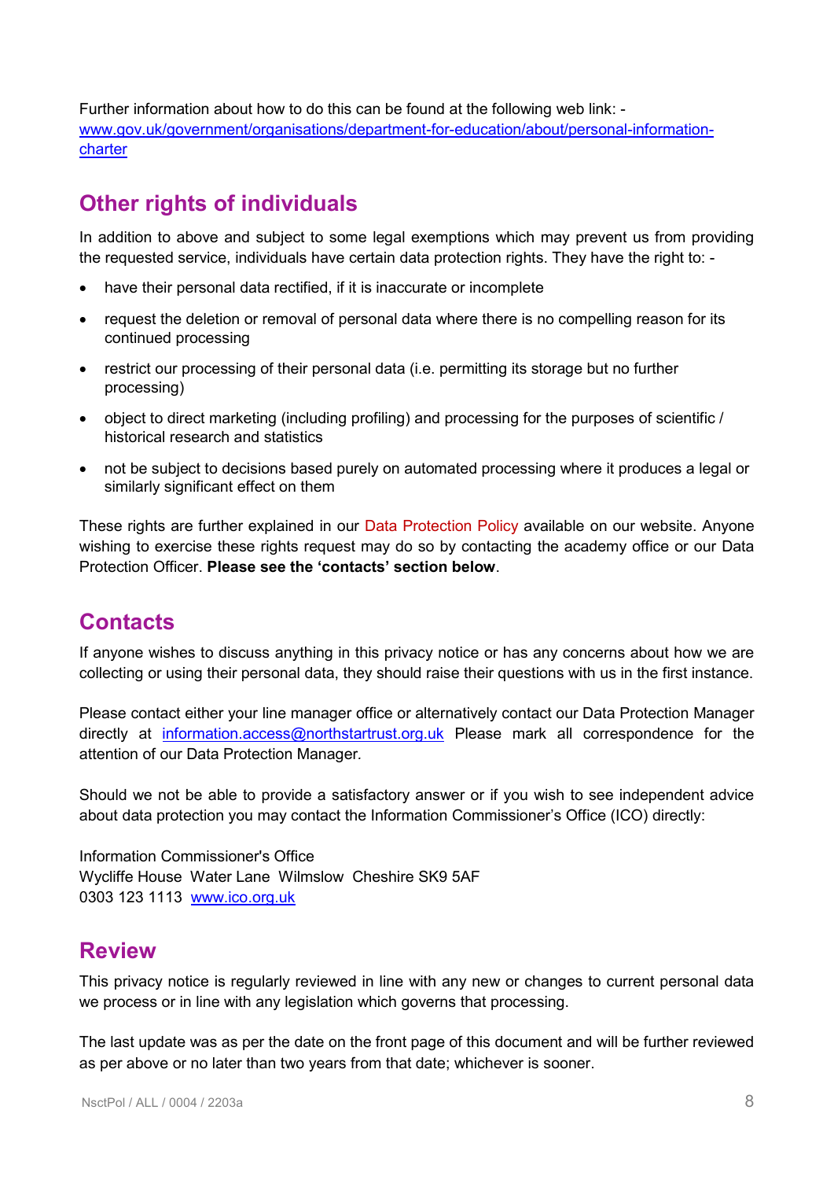Further information about how to do this can be found at the following web link: - [www.gov.uk/government/organisations/department-for-education/about/personal-information-charter](www.gov.uk/government/organisations/department-for-education/about/personal-information-charter)

## Other rights of individuals

In addition to above and subject to some legal exemptions which may prevent us from providing the requested service, individuals have certain data protection rights. They have the right to: -

- have their personal data rectified, if it is inaccurate or incomplete
- request the deletion or removal of personal data where there is no compelling reason for its continued processing
- restrict our processing of their personal data (i.e. permitting its storage but no further processing)
- object to direct marketing (including profiling) and processing for the purposes of scientific / historical research and statistics
- not be subject to decisions based purely on automated processing where it produces a legal or similarly significant effect on them

These rights are further explained in our Data Protection Policy available on our website. Anyone wishing to exercise these rights request may do so by contacting the academy office or our Data Protection Officer. **Please see the 'contacts' section below**.

## Contacts

If anyone wishes to discuss anything in this privacy notice or has any concerns about how we are collecting or using their personal data, they should raise their questions with us in the first instance.

Please contact either your line manager office or alternatively contact our Data Protection Manager directly at [information.access@northstartrust.org.uk](mailto:information.access@northstartrust.org.uk) Please mark all correspondence for the attention of our Data Protection Manager.

Should we not be able to provide a satisfactory answer or if you wish to see independent advice about data protection you may contact the Information Commissioner's Office (ICO) directly:

Information Commissioner's Office
Wycliffe House Water Lane Wilmslow Cheshire SK9 5AF
0303 123 1113 [www.ico.org.uk](www.ico.org.uk)

## Review

This privacy notice is regularly reviewed in line with any new or changes to current personal data we process or in line with any legislation which governs that processing.

The last update was as per the date on the front page of this document and will be further reviewed as per above or no later than two years from that date; whichever is sooner.